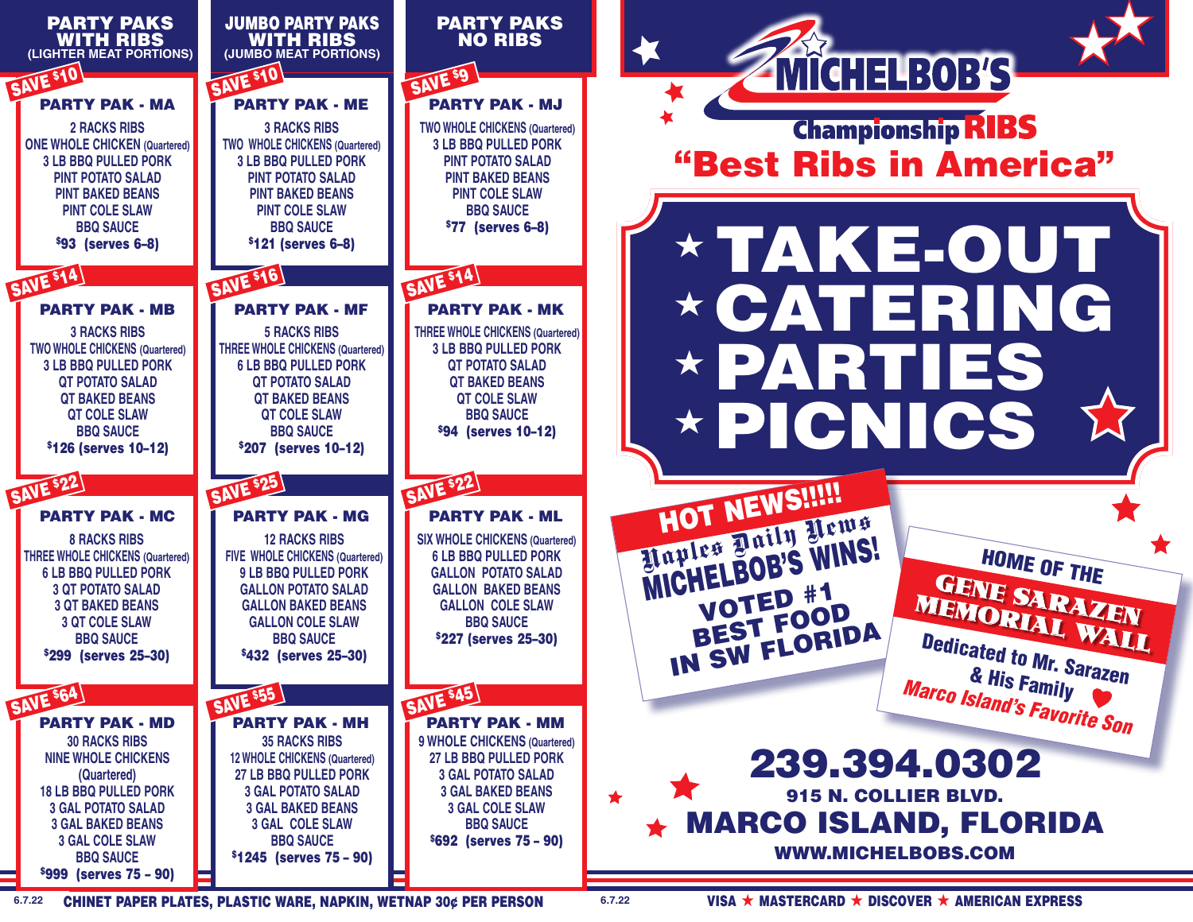## PARTY PAKS WITH RIBS
(LIGHTER MEAT PORTIONS)

**SAVE $10**

### PARTY PAK - MA
2 RACKS RIBS
ONE WHOLE CHICKEN (Quartered)
3 LB BBQ PULLED PORK
PINT POTATO SALAD
PINT BAKED BEANS
PINT COLE SLAW
BBQ SAUCE
**$93 (serves 6–8)**

**SAVE $14**

### PARTY PAK - MB
3 RACKS RIBS
TWO WHOLE CHICKENS (Quartered)
3 LB BBQ PULLED PORK
QT POTATO SALAD
QT BAKED BEANS
QT COLE SLAW
BBQ SAUCE
**$126 (serves 10–12)**

**SAVE $22**

### PARTY PAK - MC
8 RACKS RIBS
THREE WHOLE CHICKENS (Quartered)
6 LB BBQ PULLED PORK
3 QT POTATO SALAD
3 QT BAKED BEANS
3 QT COLE SLAW
BBQ SAUCE
**$299 (serves 25–30)**

**SAVE $64**

### PARTY PAK - MD
30 RACKS RIBS
NINE WHOLE CHICKENS (Quartered)
18 LB BBQ PULLED PORK
3 GAL POTATO SALAD
3 GAL BAKED BEANS
3 GAL COLE SLAW
BBQ SAUCE
**$999 (serves 75 – 90)**

## JUMBO PARTY PAKS WITH RIBS
(JUMBO MEAT PORTIONS)

**SAVE $10**

### PARTY PAK - ME
3 RACKS RIBS
TWO WHOLE CHICKENS (Quartered)
3 LB BBQ PULLED PORK
PINT POTATO SALAD
PINT BAKED BEANS
PINT COLE SLAW
BBQ SAUCE
**$121 (serves 6–8)**

**SAVE $16**

### PARTY PAK - MF
5 RACKS RIBS
THREE WHOLE CHICKENS (Quartered)
6 LB BBQ PULLED PORK
QT POTATO SALAD
QT BAKED BEANS
QT COLE SLAW
BBQ SAUCE
**$207 (serves 10–12)**

**SAVE $25**

### PARTY PAK - MG
12 RACKS RIBS
FIVE WHOLE CHICKENS (Quartered)
9 LB BBQ PULLED PORK
GALLON POTATO SALAD
GALLON BAKED BEANS
GALLON COLE SLAW
BBQ SAUCE
**$432 (serves 25–30)**

**SAVE $55**

### PARTY PAK - MH
35 RACKS RIBS
12 WHOLE CHICKENS (Quartered)
27 LB BBQ PULLED PORK
3 GAL POTATO SALAD
3 GAL BAKED BEANS
3 GAL COLE SLAW
BBQ SAUCE
**$1245 (serves 75 – 90)**

## PARTY PAKS NO RIBS

**SAVE $9**

### PARTY PAK - MJ
TWO WHOLE CHICKENS (Quartered)
3 LB BBQ PULLED PORK
PINT POTATO SALAD
PINT BAKED BEANS
PINT COLE SLAW
BBQ SAUCE
**$77 (serves 6–8)**

**SAVE $14**

### PARTY PAK - MK
THREE WHOLE CHICKENS (Quartered)
3 LB BBQ PULLED PORK
QT POTATO SALAD
QT BAKED BEANS
QT COLE SLAW
BBQ SAUCE
**$94 (serves 10–12)**

**SAVE $22**

### PARTY PAK - ML
SIX WHOLE CHICKENS (Quartered)
6 LB BBQ PULLED PORK
GALLON POTATO SALAD
GALLON BAKED BEANS
GALLON COLE SLAW
BBQ SAUCE
**$227 (serves 25–30)**

**SAVE $45**

### PARTY PAK - MM
9 WHOLE CHICKENS (Quartered)
27 LB BBQ PULLED PORK
3 GAL POTATO SALAD
3 GAL BAKED BEANS
3 GAL COLE SLAW
BBQ SAUCE
**$692 (serves 75 – 90)**

6.7.22 **CHINET PAPER PLATES, PLASTIC WARE, NAPKIN, WETNAP 30¢ PER PERSON**

# MICHELBOB'S
## Championship RIBS
## "Best Ribs in America"

# ★ TAKE-OUT
# ★ CATERING
# ★ PARTIES
# ★ PICNICS

**HOT NEWS!!!!!**
*Naples Daily News*
**MICHELBOB'S WINS!**
**VOTED #1 BEST FOOD IN SW FLORIDA**

**HOME OF THE GENE SARAZEN MEMORIAL WALL**
Dedicated to Mr. Sarazen & His Family
*Marco Island's Favorite Son*

## 239.394.0302
**915 N. COLLIER BLVD.**
## MARCO ISLAND, FLORIDA
**WWW.MICHELBOBS.COM**

6.7.22 **VISA ★ MASTERCARD ★ DISCOVER ★ AMERICAN EXPRESS**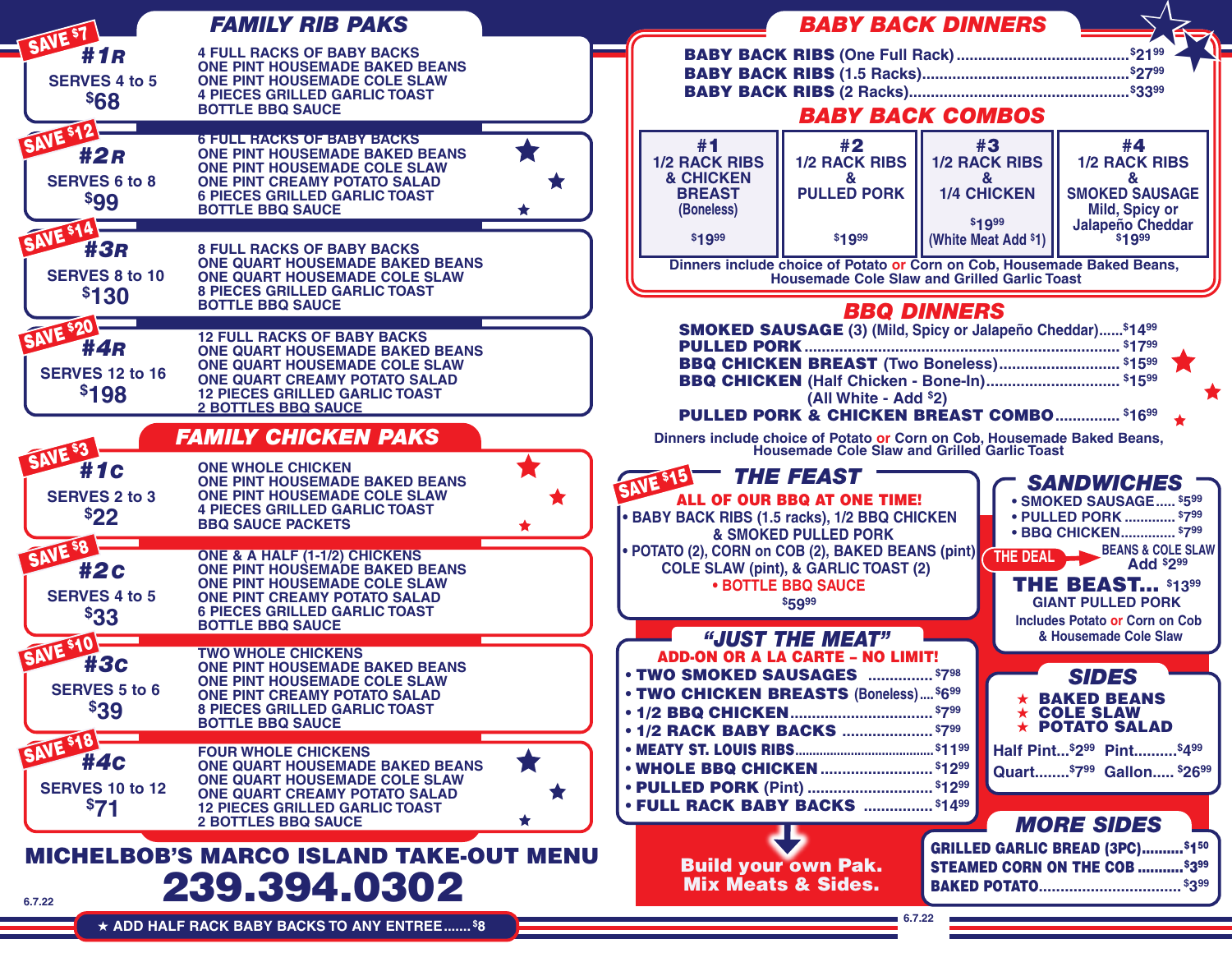## FAMILY RIB PAKS

**SAVE $7**
**#1R**
SERVES 4 to 5
$68

- 4 FULL RACKS OF BABY BACKS
- ONE PINT HOUSEMADE BAKED BEANS
- ONE PINT HOUSEMADE COLE SLAW
- 4 PIECES GRILLED GARLIC TOAST
- BOTTLE BBQ SAUCE

**SAVE $12**
**#2R**
SERVES 6 to 8
$99

- 6 FULL RACKS OF BABY BACKS
- ONE PINT HOUSEMADE BAKED BEANS
- ONE PINT HOUSEMADE COLE SLAW
- ONE PINT CREAMY POTATO SALAD
- 6 PIECES GRILLED GARLIC TOAST
- BOTTLE BBQ SAUCE

**SAVE $14**
**#3R**
SERVES 8 to 10
$130

- 8 FULL RACKS OF BABY BACKS
- ONE QUART HOUSEMADE BAKED BEANS
- ONE QUART HOUSEMADE COLE SLAW
- 8 PIECES GRILLED GARLIC TOAST
- BOTTLE BBQ SAUCE

**SAVE $20**
**#4R**
SERVES 12 to 16
$198

- 12 FULL RACKS OF BABY BACKS
- ONE QUART HOUSEMADE BAKED BEANS
- ONE QUART HOUSEMADE COLE SLAW
- ONE QUART CREAMY POTATO SALAD
- 12 PIECES GRILLED GARLIC TOAST
- 2 BOTTLES BBQ SAUCE

## FAMILY CHICKEN PAKS

**SAVE $3**
**#1C**
SERVES 2 to 3
$22

- ONE WHOLE CHICKEN
- ONE PINT HOUSEMADE BAKED BEANS
- ONE PINT HOUSEMADE COLE SLAW
- 4 PIECES GRILLED GARLIC TOAST
- BBQ SAUCE PACKETS

**SAVE $8**
**#2C**
SERVES 4 to 5
$33

- ONE & A HALF (1-1/2) CHICKENS
- ONE PINT HOUSEMADE BAKED BEANS
- ONE PINT HOUSEMADE COLE SLAW
- ONE PINT CREAMY POTATO SALAD
- 6 PIECES GRILLED GARLIC TOAST
- BOTTLE BBQ SAUCE

**SAVE $10**
**#3C**
SERVES 5 to 6
$39

- TWO WHOLE CHICKENS
- ONE PINT HOUSEMADE BAKED BEANS
- ONE PINT HOUSEMADE COLE SLAW
- ONE PINT CREAMY POTATO SALAD
- 8 PIECES GRILLED GARLIC TOAST
- BOTTLE BBQ SAUCE

**SAVE $18**
**#4C**
SERVES 10 to 12
$71

- FOUR WHOLE CHICKENS
- ONE QUART HOUSEMADE BAKED BEANS
- ONE QUART HOUSEMADE COLE SLAW
- ONE QUART CREAMY POTATO SALAD
- 12 PIECES GRILLED GARLIC TOAST
- 2 BOTTLES BBQ SAUCE

# MICHELBOB'S MARCO ISLAND TAKE-OUT MENU

# 239.394.0302

6.7.22

★ ADD HALF RACK BABY BACKS TO ANY ENTREE....... $8

## BABY BACK DINNERS

- **BABY BACK RIBS** (One Full Rack)........ $21.99
- **BABY BACK RIBS** (1.5 Racks)........ $27.99
- **BABY BACK RIBS** (2 Racks)........ $33.99

## BABY BACK COMBOS

| #1 | #2 | #3 | #4 |
|---|---|---|---|
| 1/2 RACK RIBS & CHICKEN BREAST (Boneless) | 1/2 RACK RIBS & PULLED PORK | 1/2 RACK RIBS & 1/4 CHICKEN | 1/2 RACK RIBS & SMOKED SAUSAGE Mild, Spicy or Jalapeño Cheddar |
| $19.99 | $19.99 | $19.99 (White Meat Add $1) | $19.99 |

Dinners include choice of Potato or Corn on Cob, Housemade Baked Beans, Housemade Cole Slaw and Grilled Garlic Toast

## BBQ DINNERS

- **SMOKED SAUSAGE** (3) (Mild, Spicy or Jalapeño Cheddar)...... $14.99
- **PULLED PORK**........ $17.99
- **BBQ CHICKEN BREAST** (Two Boneless)........ $15.99
- **BBQ CHICKEN** (Half Chicken - Bone-In)........ $15.99
  (All White - Add $2)
- **PULLED PORK & CHICKEN BREAST COMBO**........ $16.99

Dinners include choice of Potato or Corn on Cob, Housemade Baked Beans, Housemade Cole Slaw and Grilled Garlic Toast

## THE FEAST

**SAVE $15**

ALL OF OUR BBQ AT ONE TIME!

- BABY BACK RIBS (1.5 racks), 1/2 BBQ CHICKEN & SMOKED PULLED PORK
- POTATO (2), CORN on COB (2), BAKED BEANS (pint) COLE SLAW (pint), & GARLIC TOAST (2)
- BOTTLE BBQ SAUCE

$59.99

## "JUST THE MEAT"

ADD-ON OR A LA CARTE – NO LIMIT!

- **TWO SMOKED SAUSAGES**........ $7.98
- **TWO CHICKEN BREASTS** (Boneless)........ $6.99
- **1/2 BBQ CHICKEN**........ $7.99
- **1/2 RACK BABY BACKS**........ $7.99
- **MEATY ST. LOUIS RIBS**........ $11.99
- **WHOLE BBQ CHICKEN**........ $12.99
- **PULLED PORK** (Pint)........ $12.99
- **FULL RACK BABY BACKS**........ $14.99

**Build your own Pak. Mix Meats & Sides.**

## SANDWICHES

- SMOKED SAUSAGE..... $5.99
- PULLED PORK........ $7.99
- BBQ CHICKEN........ $7.99

THE DEAL → BEANS & COLE SLAW Add $2.99

**THE BEAST...** $13.99
GIANT PULLED PORK
Includes Potato or Corn on Cob & Housemade Cole Slaw

## SIDES

- ★ BAKED BEANS
- ★ COLE SLAW
- ★ POTATO SALAD

| | |
|---|---|
| Half Pint... $2.99 | Pint........ $4.99 |
| Quart........ $7.99 | Gallon..... $26.99 |

## MORE SIDES

- GRILLED GARLIC BREAD (3PC)........ $1.50
- STEAMED CORN ON THE COB........ $3.99
- BAKED POTATO........ $3.99

6.7.22